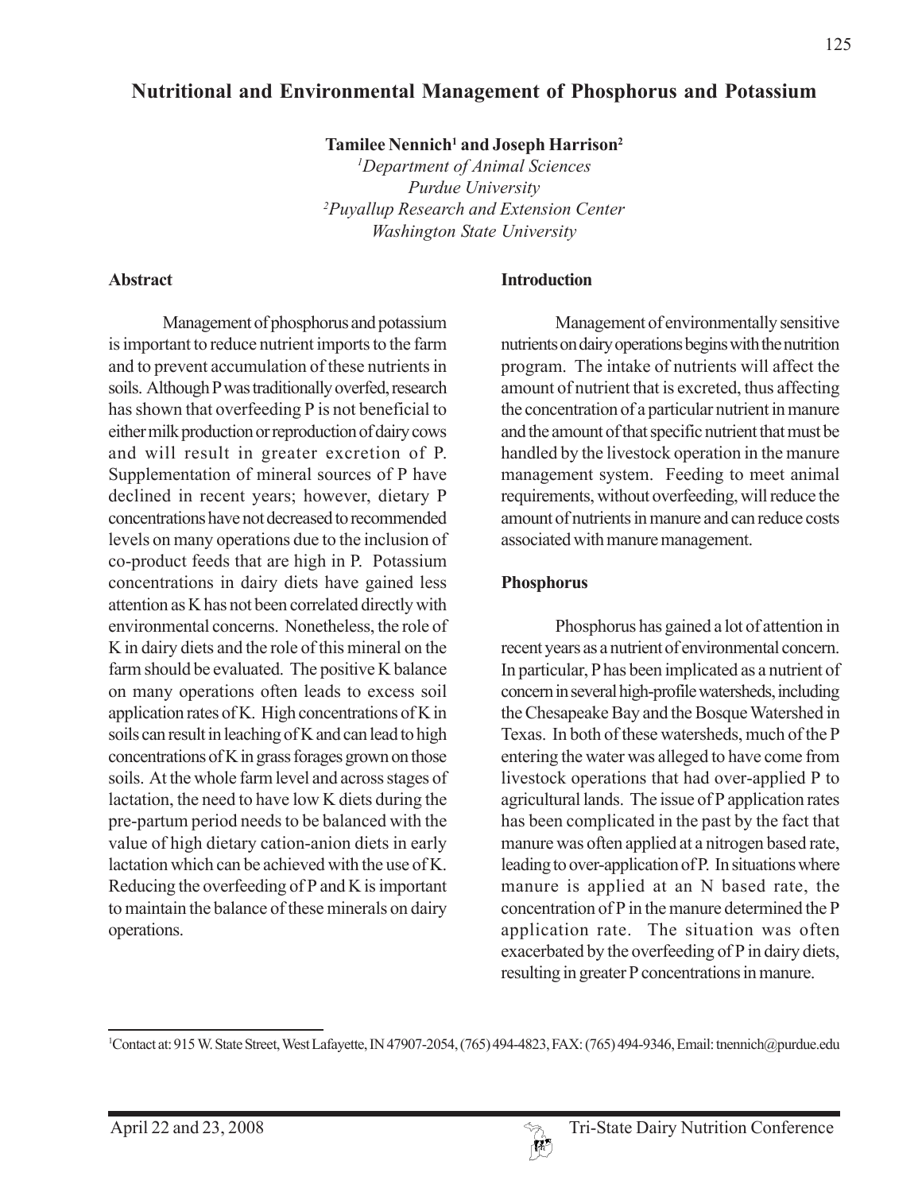# Nutritional and Environmental Management of Phosphorus and Potassium

**Tamilee Nennich[1] and Joseph Harrison[2]**

[1]*Department of Animal Sciences*
*Purdue University*
[2]*Puyallup Research and Extension Center*
*Washington State University*

## Abstract

Management of phosphorus and potassium is important to reduce nutrient imports to the farm and to prevent accumulation of these nutrients in soils. Although P was traditionally overfed, research has shown that overfeeding P is not beneficial to either milk production or reproduction of dairy cows and will result in greater excretion of P. Supplementation of mineral sources of P have declined in recent years; however, dietary P concentrations have not decreased to recommended levels on many operations due to the inclusion of co-product feeds that are high in P. Potassium concentrations in dairy diets have gained less attention as K has not been correlated directly with environmental concerns. Nonetheless, the role of K in dairy diets and the role of this mineral on the farm should be evaluated. The positive K balance on many operations often leads to excess soil application rates of K. High concentrations of K in soils can result in leaching of K and can lead to high concentrations of K in grass forages grown on those soils. At the whole farm level and across stages of lactation, the need to have low K diets during the pre-partum period needs to be balanced with the value of high dietary cation-anion diets in early lactation which can be achieved with the use of K. Reducing the overfeeding of P and K is important to maintain the balance of these minerals on dairy operations.

## Introduction

Management of environmentally sensitive nutrients on dairy operations begins with the nutrition program. The intake of nutrients will affect the amount of nutrient that is excreted, thus affecting the concentration of a particular nutrient in manure and the amount of that specific nutrient that must be handled by the livestock operation in the manure management system. Feeding to meet animal requirements, without overfeeding, will reduce the amount of nutrients in manure and can reduce costs associated with manure management.

## Phosphorus

Phosphorus has gained a lot of attention in recent years as a nutrient of environmental concern. In particular, P has been implicated as a nutrient of concern in several high-profile watersheds, including the Chesapeake Bay and the Bosque Watershed in Texas. In both of these watersheds, much of the P entering the water was alleged to have come from livestock operations that had over-applied P to agricultural lands. The issue of P application rates has been complicated in the past by the fact that manure was often applied at a nitrogen based rate, leading to over-application of P. In situations where manure is applied at an N based rate, the concentration of P in the manure determined the P application rate. The situation was often exacerbated by the overfeeding of P in dairy diets, resulting in greater P concentrations in manure.

[1]Contact at: 915 W. State Street, West Lafayette, IN 47907-2054, (765) 494-4823, FAX: (765) 494-9346, Email: tnennich@purdue.edu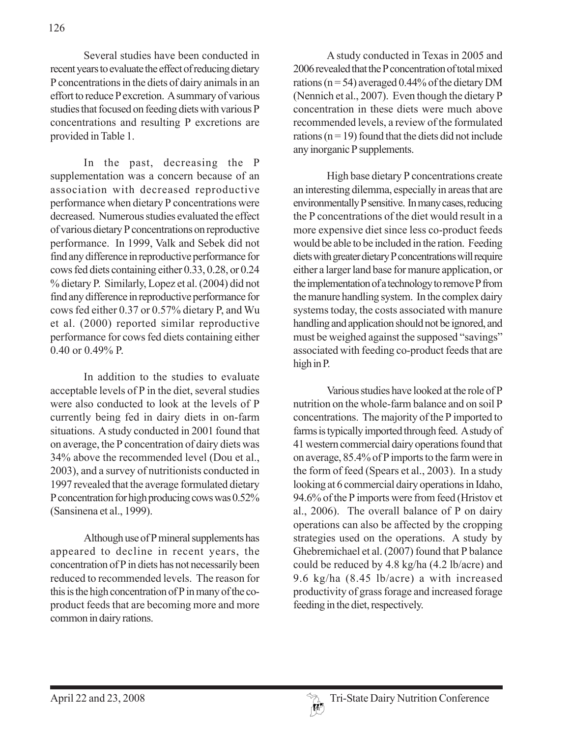Several studies have been conducted in recent years to evaluate the effect of reducing dietary P concentrations in the diets of dairy animals in an effort to reduce P excretion. A summary of various studies that focused on feeding diets with various P concentrations and resulting P excretions are provided in Table 1.

In the past, decreasing the P supplementation was a concern because of an association with decreased reproductive performance when dietary P concentrations were decreased. Numerous studies evaluated the effect of various dietary P concentrations on reproductive performance. In 1999, Valk and Sebek did not find any difference in reproductive performance for cows fed diets containing either 0.33, 0.28, or 0.24 % dietary P. Similarly, Lopez et al. (2004) did not find any difference in reproductive performance for cows fed either 0.37 or 0.57% dietary P, and Wu et al. (2000) reported similar reproductive performance for cows fed diets containing either 0.40 or 0.49% P.

In addition to the studies to evaluate acceptable levels of P in the diet, several studies were also conducted to look at the levels of P currently being fed in dairy diets in on-farm situations. A study conducted in 2001 found that on average, the P concentration of dairy diets was 34% above the recommended level (Dou et al., 2003), and a survey of nutritionists conducted in 1997 revealed that the average formulated dietary P concentration for high producing cows was 0.52% (Sansinena et al., 1999).

Although use of P mineral supplements has appeared to decline in recent years, the concentration of P in diets has not necessarily been reduced to recommended levels. The reason for this is the high concentration of P in many of the co-product feeds that are becoming more and more common in dairy rations.

A study conducted in Texas in 2005 and 2006 revealed that the P concentration of total mixed rations (n = 54) averaged 0.44% of the dietary DM (Nennich et al., 2007). Even though the dietary P concentration in these diets were much above recommended levels, a review of the formulated rations (n = 19) found that the diets did not include any inorganic P supplements.

High base dietary P concentrations create an interesting dilemma, especially in areas that are environmentally P sensitive. In many cases, reducing the P concentrations of the diet would result in a more expensive diet since less co-product feeds would be able to be included in the ration. Feeding diets with greater dietary P concentrations will require either a larger land base for manure application, or the implementation of a technology to remove P from the manure handling system. In the complex dairy systems today, the costs associated with manure handling and application should not be ignored, and must be weighed against the supposed "savings" associated with feeding co-product feeds that are high in P.

Various studies have looked at the role of P nutrition on the whole-farm balance and on soil P concentrations. The majority of the P imported to farms is typically imported through feed. A study of 41 western commercial dairy operations found that on average, 85.4% of P imports to the farm were in the form of feed (Spears et al., 2003). In a study looking at 6 commercial dairy operations in Idaho, 94.6% of the P imports were from feed (Hristov et al., 2006). The overall balance of P on dairy operations can also be affected by the cropping strategies used on the operations. A study by Ghebremichael et al. (2007) found that P balance could be reduced by 4.8 kg/ha (4.2 lb/acre) and 9.6 kg/ha (8.45 lb/acre) a with increased productivity of grass forage and increased forage feeding in the diet, respectively.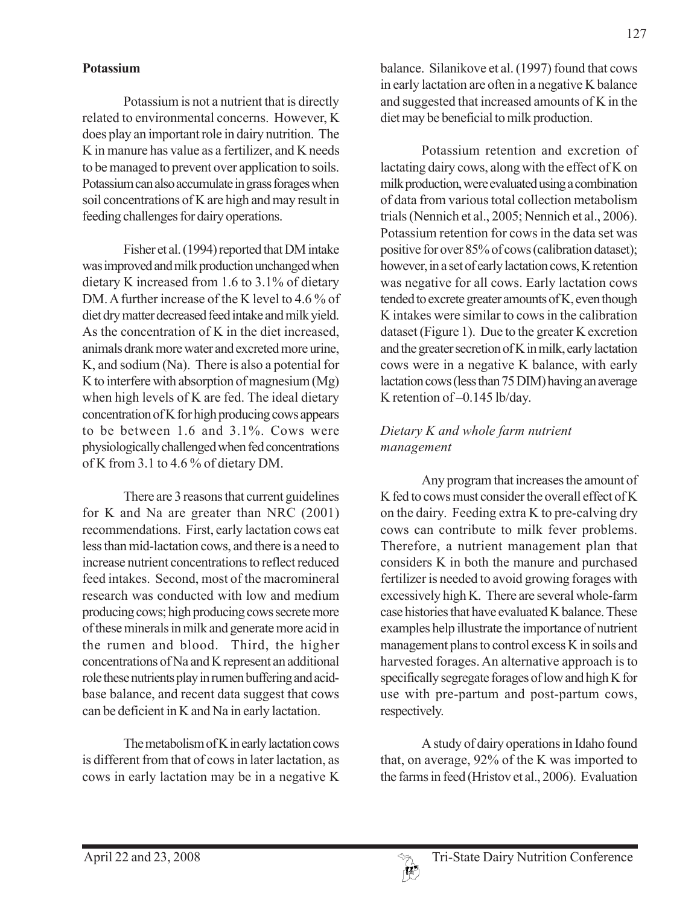### Potassium

Potassium is not a nutrient that is directly related to environmental concerns. However, K does play an important role in dairy nutrition. The K in manure has value as a fertilizer, and K needs to be managed to prevent over application to soils. Potassium can also accumulate in grass forages when soil concentrations of K are high and may result in feeding challenges for dairy operations.

Fisher et al. (1994) reported that DM intake was improved and milk production unchanged when dietary K increased from 1.6 to 3.1% of dietary DM. A further increase of the K level to 4.6 % of diet dry matter decreased feed intake and milk yield. As the concentration of K in the diet increased, animals drank more water and excreted more urine, K, and sodium (Na). There is also a potential for K to interfere with absorption of magnesium (Mg) when high levels of K are fed. The ideal dietary concentration of K for high producing cows appears to be between 1.6 and 3.1%. Cows were physiologically challenged when fed concentrations of K from 3.1 to 4.6 % of dietary DM.

There are 3 reasons that current guidelines for K and Na are greater than NRC (2001) recommendations. First, early lactation cows eat less than mid-lactation cows, and there is a need to increase nutrient concentrations to reflect reduced feed intakes. Second, most of the macromineral research was conducted with low and medium producing cows; high producing cows secrete more of these minerals in milk and generate more acid in the rumen and blood. Third, the higher concentrations of Na and K represent an additional role these nutrients play in rumen buffering and acid-base balance, and recent data suggest that cows can be deficient in K and Na in early lactation.

The metabolism of K in early lactation cows is different from that of cows in later lactation, as cows in early lactation may be in a negative K balance. Silanikove et al. (1997) found that cows in early lactation are often in a negative K balance and suggested that increased amounts of K in the diet may be beneficial to milk production.

Potassium retention and excretion of lactating dairy cows, along with the effect of K on milk production, were evaluated using a combination of data from various total collection metabolism trials (Nennich et al., 2005; Nennich et al., 2006). Potassium retention for cows in the data set was positive for over 85% of cows (calibration dataset); however, in a set of early lactation cows, K retention was negative for all cows. Early lactation cows tended to excrete greater amounts of K, even though K intakes were similar to cows in the calibration dataset (Figure 1). Due to the greater K excretion and the greater secretion of K in milk, early lactation cows were in a negative K balance, with early lactation cows (less than 75 DIM) having an average K retention of –0.145 lb/day.

#### *Dietary K and whole farm nutrient management*

Any program that increases the amount of K fed to cows must consider the overall effect of K on the dairy. Feeding extra K to pre-calving dry cows can contribute to milk fever problems. Therefore, a nutrient management plan that considers K in both the manure and purchased fertilizer is needed to avoid growing forages with excessively high K. There are several whole-farm case histories that have evaluated K balance. These examples help illustrate the importance of nutrient management plans to control excess K in soils and harvested forages. An alternative approach is to specifically segregate forages of low and high K for use with pre-partum and post-partum cows, respectively.

A study of dairy operations in Idaho found that, on average, 92% of the K was imported to the farms in feed (Hristov et al., 2006). Evaluation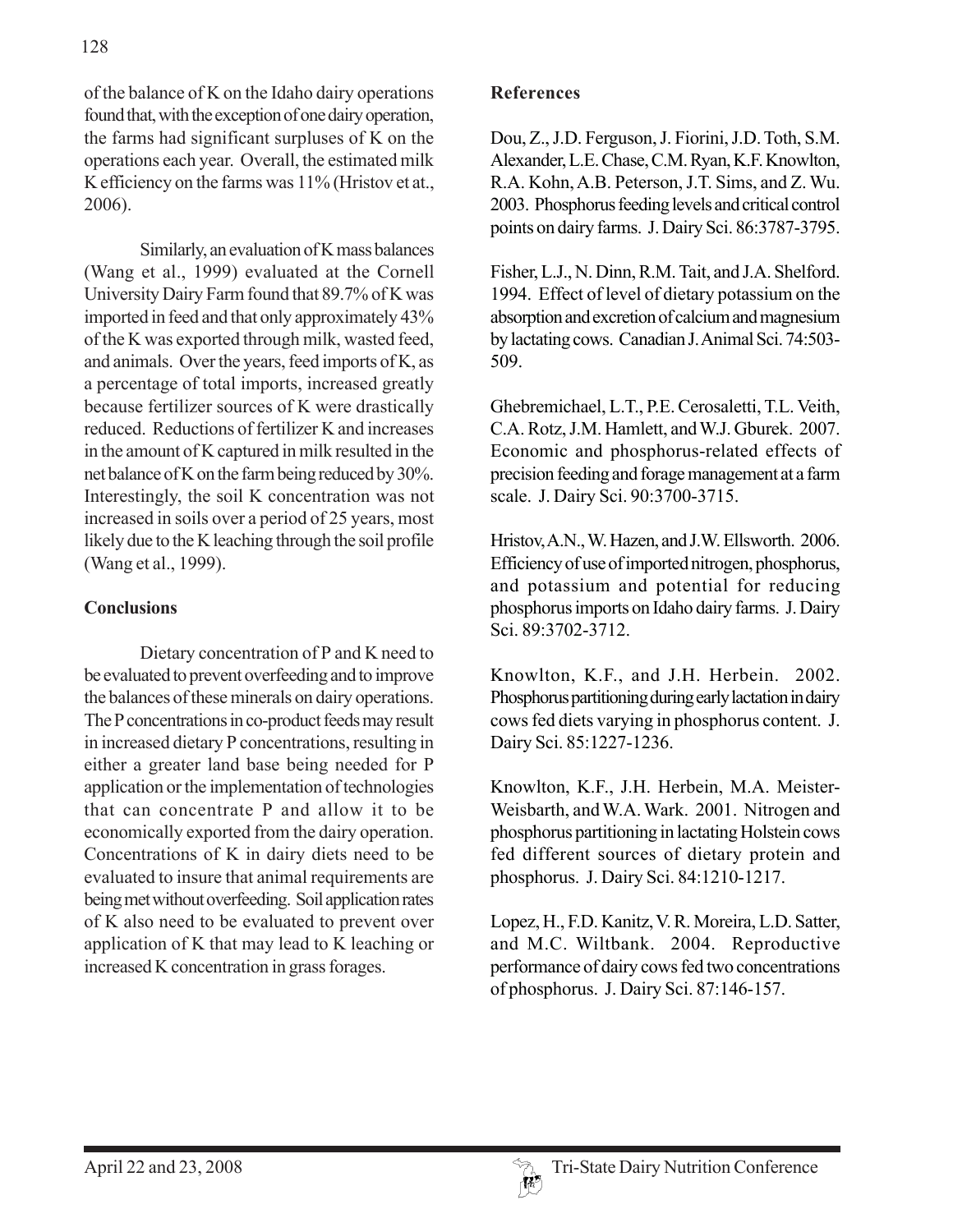of the balance of K on the Idaho dairy operations found that, with the exception of one dairy operation, the farms had significant surpluses of K on the operations each year. Overall, the estimated milk K efficiency on the farms was 11% (Hristov et at., 2006).

Similarly, an evaluation of K mass balances (Wang et al., 1999) evaluated at the Cornell University Dairy Farm found that 89.7% of K was imported in feed and that only approximately 43% of the K was exported through milk, wasted feed, and animals. Over the years, feed imports of K, as a percentage of total imports, increased greatly because fertilizer sources of K were drastically reduced. Reductions of fertilizer K and increases in the amount of K captured in milk resulted in the net balance of K on the farm being reduced by 30%. Interestingly, the soil K concentration was not increased in soils over a period of 25 years, most likely due to the K leaching through the soil profile (Wang et al., 1999).

## Conclusions

Dietary concentration of P and K need to be evaluated to prevent overfeeding and to improve the balances of these minerals on dairy operations. The P concentrations in co-product feeds may result in increased dietary P concentrations, resulting in either a greater land base being needed for P application or the implementation of technologies that can concentrate P and allow it to be economically exported from the dairy operation. Concentrations of K in dairy diets need to be evaluated to insure that animal requirements are being met without overfeeding. Soil application rates of K also need to be evaluated to prevent over application of K that may lead to K leaching or increased K concentration in grass forages.

## References

Dou, Z., J.D. Ferguson, J. Fiorini, J.D. Toth, S.M. Alexander, L.E. Chase, C.M. Ryan, K.F. Knowlton, R.A. Kohn, A.B. Peterson, J.T. Sims, and Z. Wu. 2003. Phosphorus feeding levels and critical control points on dairy farms. J. Dairy Sci. 86:3787-3795.

Fisher, L.J., N. Dinn, R.M. Tait, and J.A. Shelford. 1994. Effect of level of dietary potassium on the absorption and excretion of calcium and magnesium by lactating cows. Canadian J. Animal Sci. 74:503-509.

Ghebremichael, L.T., P.E. Cerosaletti, T.L. Veith, C.A. Rotz, J.M. Hamlett, and W.J. Gburek. 2007. Economic and phosphorus-related effects of precision feeding and forage management at a farm scale. J. Dairy Sci. 90:3700-3715.

Hristov, A.N., W. Hazen, and J.W. Ellsworth. 2006. Efficiency of use of imported nitrogen, phosphorus, and potassium and potential for reducing phosphorus imports on Idaho dairy farms. J. Dairy Sci. 89:3702-3712.

Knowlton, K.F., and J.H. Herbein. 2002. Phosphorus partitioning during early lactation in dairy cows fed diets varying in phosphorus content. J. Dairy Sci. 85:1227-1236.

Knowlton, K.F., J.H. Herbein, M.A. Meister-Weisbarth, and W.A. Wark. 2001. Nitrogen and phosphorus partitioning in lactating Holstein cows fed different sources of dietary protein and phosphorus. J. Dairy Sci. 84:1210-1217.

Lopez, H., F.D. Kanitz, V. R. Moreira, L.D. Satter, and M.C. Wiltbank. 2004. Reproductive performance of dairy cows fed two concentrations of phosphorus. J. Dairy Sci. 87:146-157.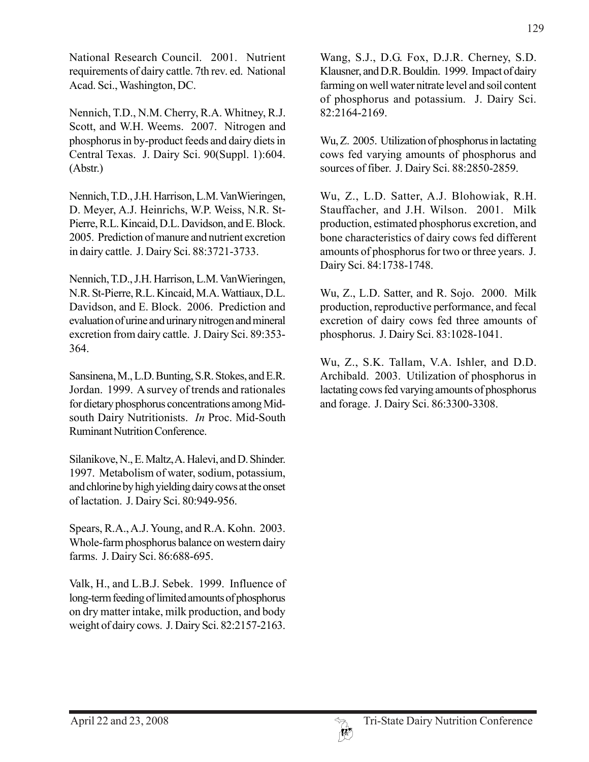National Research Council. 2001. Nutrient requirements of dairy cattle. 7th rev. ed. National Acad. Sci., Washington, DC.

Nennich, T.D., N.M. Cherry, R.A. Whitney, R.J. Scott, and W.H. Weems. 2007. Nitrogen and phosphorus in by-product feeds and dairy diets in Central Texas. J. Dairy Sci. 90(Suppl. 1):604. (Abstr.)

Nennich, T.D., J.H. Harrison, L.M. VanWieringen, D. Meyer, A.J. Heinrichs, W.P. Weiss, N.R. St-Pierre, R.L. Kincaid, D.L. Davidson, and E. Block. 2005. Prediction of manure and nutrient excretion in dairy cattle. J. Dairy Sci. 88:3721-3733.

Nennich, T.D., J.H. Harrison, L.M. VanWieringen, N.R. St-Pierre, R.L. Kincaid, M.A. Wattiaux, D.L. Davidson, and E. Block. 2006. Prediction and evaluation of urine and urinary nitrogen and mineral excretion from dairy cattle. J. Dairy Sci. 89:353-364.

Sansinena, M., L.D. Bunting, S.R. Stokes, and E.R. Jordan. 1999. A survey of trends and rationales for dietary phosphorus concentrations among Mid-south Dairy Nutritionists. *In* Proc. Mid-South Ruminant Nutrition Conference.

Silanikove, N., E. Maltz, A. Halevi, and D. Shinder. 1997. Metabolism of water, sodium, potassium, and chlorine by high yielding dairy cows at the onset of lactation. J. Dairy Sci. 80:949-956.

Spears, R.A., A.J. Young, and R.A. Kohn. 2003. Whole-farm phosphorus balance on western dairy farms. J. Dairy Sci. 86:688-695.

Valk, H., and L.B.J. Sebek. 1999. Influence of long-term feeding of limited amounts of phosphorus on dry matter intake, milk production, and body weight of dairy cows. J. Dairy Sci. 82:2157-2163.

Wang, S.J., D.G. Fox, D.J.R. Cherney, S.D. Klausner, and D.R. Bouldin. 1999. Impact of dairy farming on well water nitrate level and soil content of phosphorus and potassium. J. Dairy Sci. 82:2164-2169.

Wu, Z. 2005. Utilization of phosphorus in lactating cows fed varying amounts of phosphorus and sources of fiber. J. Dairy Sci. 88:2850-2859.

Wu, Z., L.D. Satter, A.J. Blohowiak, R.H. Stauffacher, and J.H. Wilson. 2001. Milk production, estimated phosphorus excretion, and bone characteristics of dairy cows fed different amounts of phosphorus for two or three years. J. Dairy Sci. 84:1738-1748.

Wu, Z., L.D. Satter, and R. Sojo. 2000. Milk production, reproductive performance, and fecal excretion of dairy cows fed three amounts of phosphorus. J. Dairy Sci. 83:1028-1041.

Wu, Z., S.K. Tallam, V.A. Ishler, and D.D. Archibald. 2003. Utilization of phosphorus in lactating cows fed varying amounts of phosphorus and forage. J. Dairy Sci. 86:3300-3308.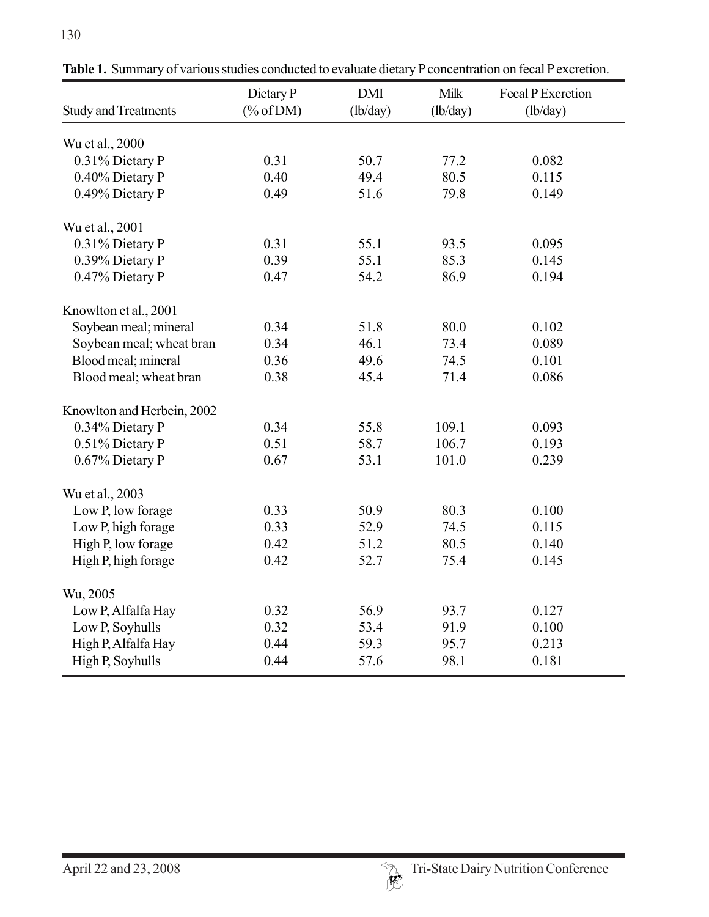**Table 1.** Summary of various studies conducted to evaluate dietary P concentration on fecal P excretion.

| Study and Treatments | Dietary P (% of DM) | DMI (lb/day) | Milk (lb/day) | Fecal P Excretion (lb/day) |
|---|---|---|---|---|
| Wu et al., 2000 | | | | |
| 0.31% Dietary P | 0.31 | 50.7 | 77.2 | 0.082 |
| 0.40% Dietary P | 0.40 | 49.4 | 80.5 | 0.115 |
| 0.49% Dietary P | 0.49 | 51.6 | 79.8 | 0.149 |
| Wu et al., 2001 | | | | |
| 0.31% Dietary P | 0.31 | 55.1 | 93.5 | 0.095 |
| 0.39% Dietary P | 0.39 | 55.1 | 85.3 | 0.145 |
| 0.47% Dietary P | 0.47 | 54.2 | 86.9 | 0.194 |
| Knowlton et al., 2001 | | | | |
| Soybean meal; mineral | 0.34 | 51.8 | 80.0 | 0.102 |
| Soybean meal; wheat bran | 0.34 | 46.1 | 73.4 | 0.089 |
| Blood meal; mineral | 0.36 | 49.6 | 74.5 | 0.101 |
| Blood meal; wheat bran | 0.38 | 45.4 | 71.4 | 0.086 |
| Knowlton and Herbein, 2002 | | | | |
| 0.34% Dietary P | 0.34 | 55.8 | 109.1 | 0.093 |
| 0.51% Dietary P | 0.51 | 58.7 | 106.7 | 0.193 |
| 0.67% Dietary P | 0.67 | 53.1 | 101.0 | 0.239 |
| Wu et al., 2003 | | | | |
| Low P, low forage | 0.33 | 50.9 | 80.3 | 0.100 |
| Low P, high forage | 0.33 | 52.9 | 74.5 | 0.115 |
| High P, low forage | 0.42 | 51.2 | 80.5 | 0.140 |
| High P, high forage | 0.42 | 52.7 | 75.4 | 0.145 |
| Wu, 2005 | | | | |
| Low P, Alfalfa Hay | 0.32 | 56.9 | 93.7 | 0.127 |
| Low P, Soyhulls | 0.32 | 53.4 | 91.9 | 0.100 |
| High P, Alfalfa Hay | 0.44 | 59.3 | 95.7 | 0.213 |
| High P, Soyhulls | 0.44 | 57.6 | 98.1 | 0.181 |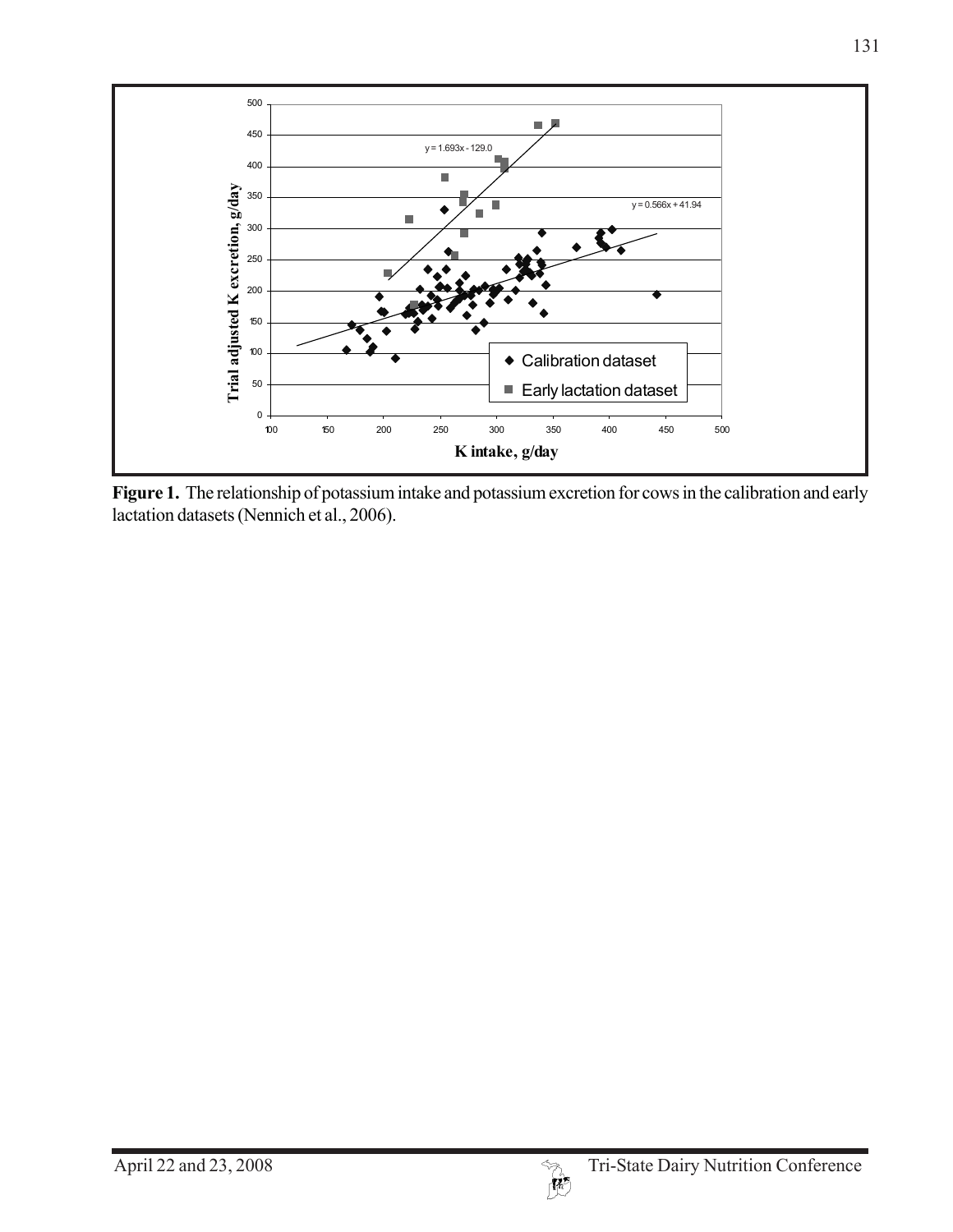y = 1.693x - 129.0

y = 0.566x + 41.94

Trial adjusted K excretion, g/day

K intake, g/day

500
450
400
350
300
250
200
150
100
50
0

100 150 200 250 300 350 400 450 500

◆ Calibration dataset

■ Early lactation dataset

**Figure 1.** The relationship of potassium intake and potassium excretion for cows in the calibration and early lactation datasets (Nennich et al., 2006).